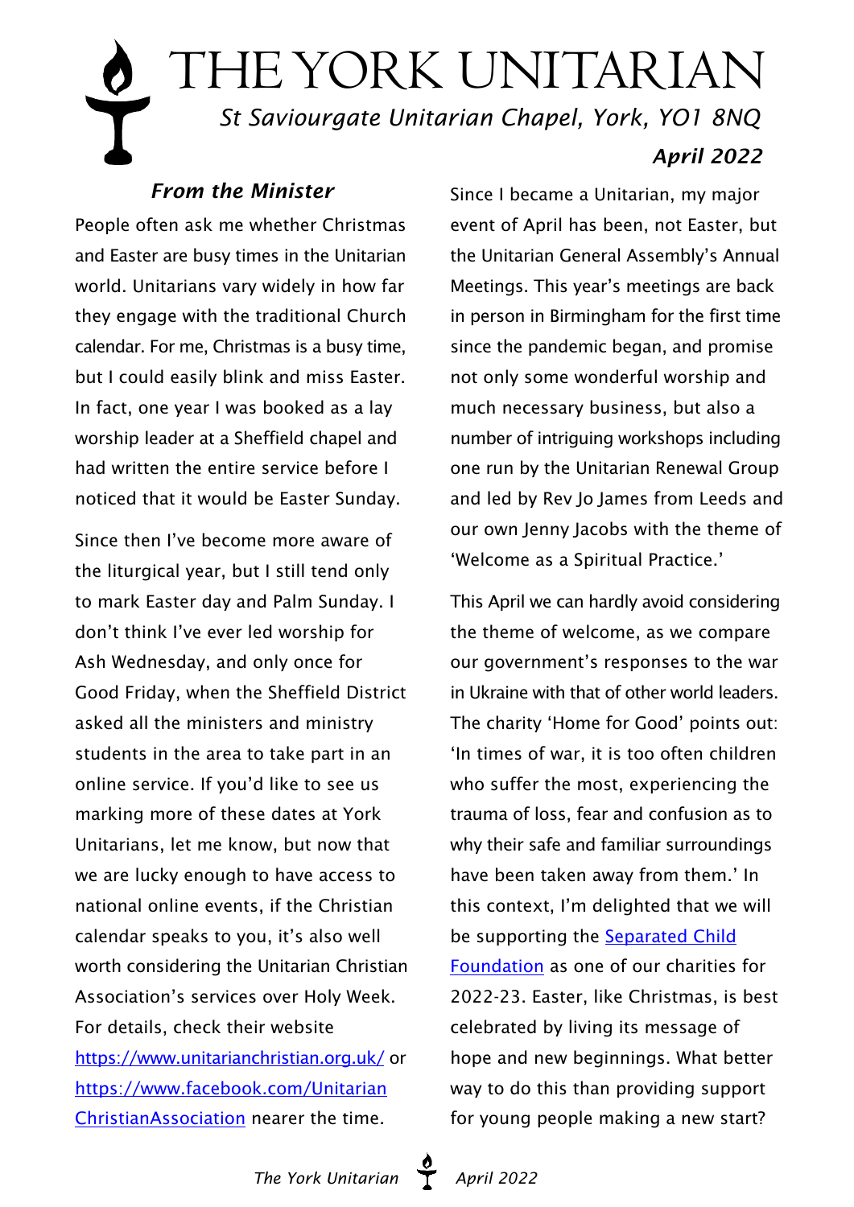# THE YORK UNITARIAN

*St Saviourgate Unitarian Chapel, York, YO1 8NQ*

***April 2022***

### *From the Minister*

People often ask me whether Christmas and Easter are busy times in the Unitarian world. Unitarians vary widely in how far they engage with the traditional Church calendar. For me, Christmas is a busy time, but I could easily blink and miss Easter. In fact, one year I was booked as a lay worship leader at a Sheffield chapel and had written the entire service before I noticed that it would be Easter Sunday.

Since then I've become more aware of the liturgical year, but I still tend only to mark Easter day and Palm Sunday. I don't think I've ever led worship for Ash Wednesday, and only once for Good Friday, when the Sheffield District asked all the ministers and ministry students in the area to take part in an online service. If you'd like to see us marking more of these dates at York Unitarians, let me know, but now that we are lucky enough to have access to national online events, if the Christian calendar speaks to you, it's also well worth considering the Unitarian Christian Association's services over Holy Week. For details, check their website https://www.unitarianchristian.org.uk/ or https://www.facebook.com/UnitarianChristianAssociation nearer the time.

Since I became a Unitarian, my major event of April has been, not Easter, but the Unitarian General Assembly's Annual Meetings. This year's meetings are back in person in Birmingham for the first time since the pandemic began, and promise not only some wonderful worship and much necessary business, but also a number of intriguing workshops including one run by the Unitarian Renewal Group and led by Rev Jo James from Leeds and our own Jenny Jacobs with the theme of 'Welcome as a Spiritual Practice.'

This April we can hardly avoid considering the theme of welcome, as we compare our government's responses to the war in Ukraine with that of other world leaders. The charity 'Home for Good' points out: 'In times of war, it is too often children who suffer the most, experiencing the trauma of loss, fear and confusion as to why their safe and familiar surroundings have been taken away from them.' In this context, I'm delighted that we will be supporting the Separated Child Foundation as one of our charities for 2022-23. Easter, like Christmas, is best celebrated by living its message of hope and new beginnings. What better way to do this than providing support for young people making a new start?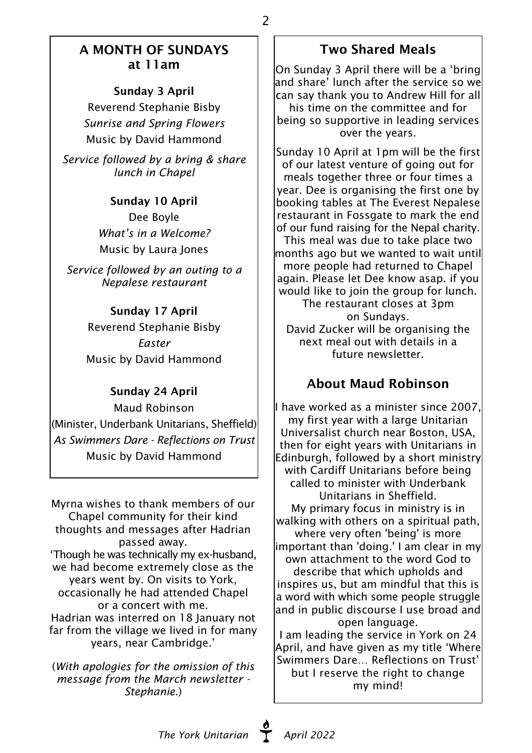## A MONTH OF SUNDAYS at 11am

**Sunday 3 April**

Reverend Stephanie Bisby

*Sunrise and Spring Flowers*

Music by David Hammond

*Service followed by a bring & share lunch in Chapel*

**Sunday 10 April**

Dee Boyle

*What's in a Welcome?*

Music by Laura Jones

*Service followed by an outing to a Nepalese restaurant*

**Sunday 17 April**

Reverend Stephanie Bisby

*Easter*

Music by David Hammond

**Sunday 24 April**

Maud Robinson

(Minister, Underbank Unitarians, Sheffield)

*As Swimmers Dare - Reflections on Trust*

Music by David Hammond

Myrna wishes to thank members of our Chapel community for their kind thoughts and messages after Hadrian passed away.
'Though he was technically my ex-husband, we had become extremely close as the years went by. On visits to York, occasionally he had attended Chapel or a concert with me.
Hadrian was interred on 18 January not far from the village we lived in for many years, near Cambridge.'

(*With apologies for the omission of this message from the March newsletter - Stephanie.*)

## Two Shared Meals

On Sunday 3 April there will be a 'bring and share' lunch after the service so we can say thank you to Andrew Hill for all his time on the committee and for being so supportive in leading services over the years.

Sunday 10 April at 1pm will be the first of our latest venture of going out for meals together three or four times a year. Dee is organising the first one by booking tables at The Everest Nepalese restaurant in Fossgate to mark the end of our fund raising for the Nepal charity. This meal was due to take place two months ago but we wanted to wait until more people had returned to Chapel again. Please let Dee know asap. if you would like to join the group for lunch. The restaurant closes at 3pm on Sundays.
David Zucker will be organising the next meal out with details in a future newsletter.

## About Maud Robinson

I have worked as a minister since 2007, my first year with a large Unitarian Universalist church near Boston, USA, then for eight years with Unitarians in Edinburgh, followed by a short ministry with Cardiff Unitarians before being called to minister with Underbank Unitarians in Sheffield.
My primary focus in ministry is in walking with others on a spiritual path, where very often 'being' is more important than 'doing.' I am clear in my own attachment to the word God to describe that which upholds and inspires us, but am mindful that this is a word with which some people struggle and in public discourse I use broad and open language.
I am leading the service in York on 24 April, and have given as my title 'Where Swimmers Dare… Reflections on Trust' but I reserve the right to change my mind!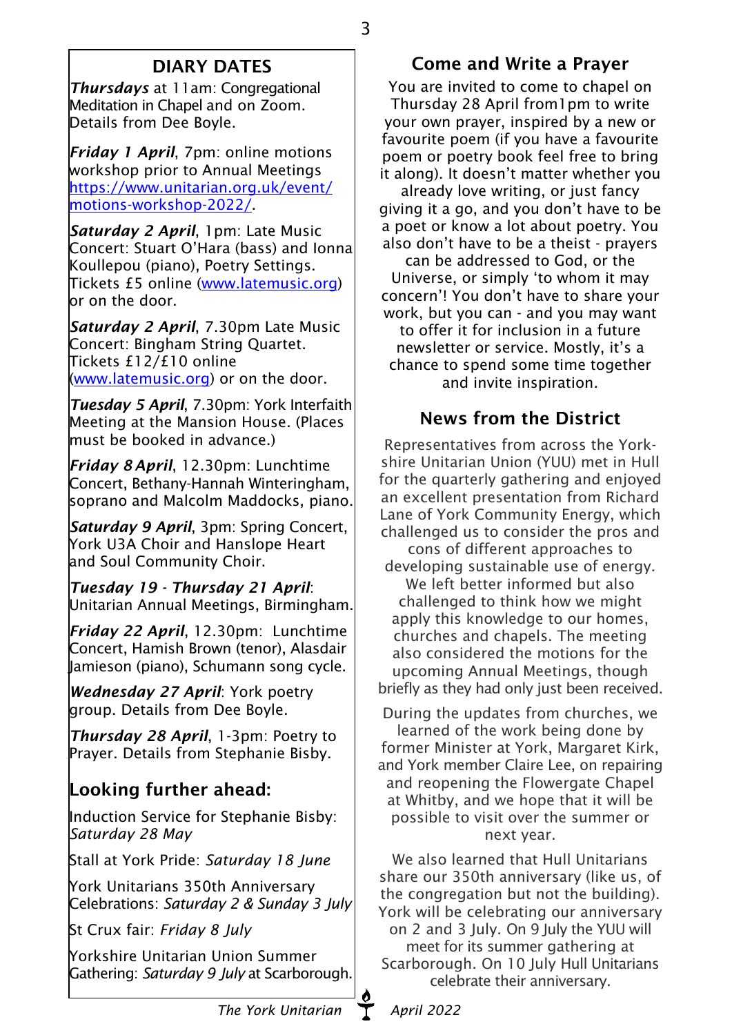## DIARY DATES

***Thursdays*** at 11am: Congregational Meditation in Chapel and on Zoom. Details from Dee Boyle.

***Friday 1 April***, 7pm: online motions workshop prior to Annual Meetings https://www.unitarian.org.uk/event/motions-workshop-2022/.

***Saturday 2 April***, 1pm: Late Music Concert: Stuart O'Hara (bass) and Ionna Koullepou (piano), Poetry Settings. Tickets £5 online (www.latemusic.org) or on the door.

***Saturday 2 April***, 7.30pm Late Music Concert: Bingham String Quartet. Tickets £12/£10 online (www.latemusic.org) or on the door.

***Tuesday 5 April***, 7.30pm: York Interfaith Meeting at the Mansion House. (Places must be booked in advance.)

***Friday 8 April***, 12.30pm: Lunchtime Concert, Bethany-Hannah Winteringham, soprano and Malcolm Maddocks, piano.

***Saturday 9 April***, 3pm: Spring Concert, York U3A Choir and Hanslope Heart and Soul Community Choir.

***Tuesday 19 - Thursday 21 April***: Unitarian Annual Meetings, Birmingham.

***Friday 22 April***, 12.30pm: Lunchtime Concert, Hamish Brown (tenor), Alasdair Jamieson (piano), Schumann song cycle.

***Wednesday 27 April***: York poetry group. Details from Dee Boyle.

***Thursday 28 April***, 1-3pm: Poetry to Prayer. Details from Stephanie Bisby.

### Looking further ahead:

Induction Service for Stephanie Bisby: *Saturday 28 May*

Stall at York Pride: *Saturday 18 June*

York Unitarians 350th Anniversary Celebrations: *Saturday 2 & Sunday 3 July*

St Crux fair: *Friday 8 July*

Yorkshire Unitarian Union Summer Gathering: *Saturday 9 July* at Scarborough.

## Come and Write a Prayer

You are invited to come to chapel on Thursday 28 April from1pm to write your own prayer, inspired by a new or favourite poem (if you have a favourite poem or poetry book feel free to bring it along). It doesn't matter whether you already love writing, or just fancy giving it a go, and you don't have to be a poet or know a lot about poetry. You also don't have to be a theist - prayers can be addressed to God, or the Universe, or simply 'to whom it may concern'! You don't have to share your work, but you can - and you may want to offer it for inclusion in a future newsletter or service. Mostly, it's a chance to spend some time together and invite inspiration.

## News from the District

Representatives from across the York-shire Unitarian Union (YUU) met in Hull for the quarterly gathering and enjoyed an excellent presentation from Richard Lane of York Community Energy, which challenged us to consider the pros and cons of different approaches to developing sustainable use of energy. We left better informed but also challenged to think how we might apply this knowledge to our homes, churches and chapels. The meeting also considered the motions for the upcoming Annual Meetings, though briefly as they had only just been received.

During the updates from churches, we learned of the work being done by former Minister at York, Margaret Kirk, and York member Claire Lee, on repairing and reopening the Flowergate Chapel at Whitby, and we hope that it will be possible to visit over the summer or next year.

We also learned that Hull Unitarians share our 350th anniversary (like us, of the congregation but not the building). York will be celebrating our anniversary on 2 and 3 July. On 9 July the YUU will meet for its summer gathering at Scarborough. On 10 July Hull Unitarians celebrate their anniversary.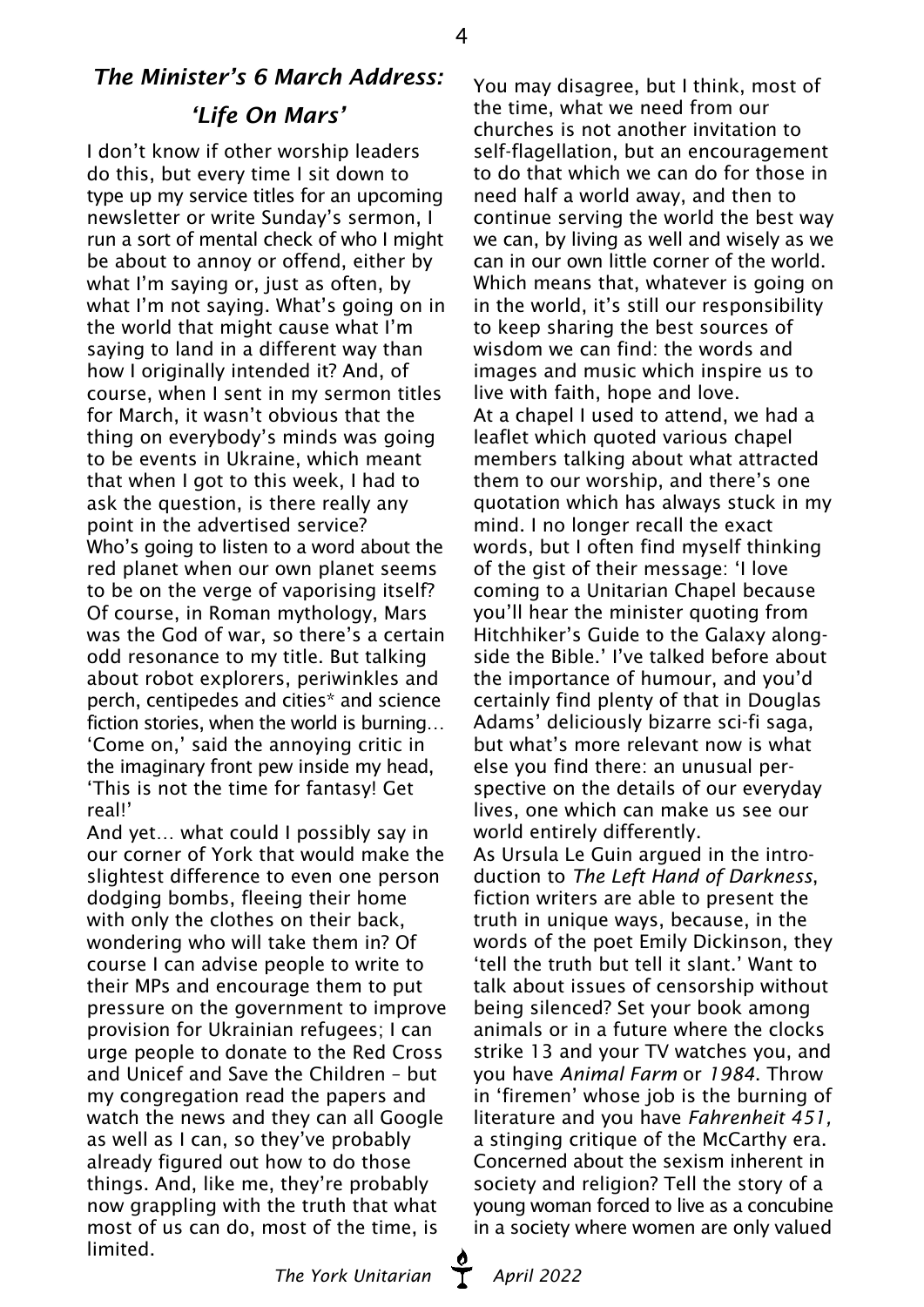## *The Minister's 6 March Address: 'Life On Mars'*

I don't know if other worship leaders do this, but every time I sit down to type up my service titles for an upcoming newsletter or write Sunday's sermon, I run a sort of mental check of who I might be about to annoy or offend, either by what I'm saying or, just as often, by what I'm not saying. What's going on in the world that might cause what I'm saying to land in a different way than how I originally intended it? And, of course, when I sent in my sermon titles for March, it wasn't obvious that the thing on everybody's minds was going to be events in Ukraine, which meant that when I got to this week, I had to ask the question, is there really any point in the advertised service? Who's going to listen to a word about the red planet when our own planet seems to be on the verge of vaporising itself? Of course, in Roman mythology, Mars was the God of war, so there's a certain odd resonance to my title. But talking about robot explorers, periwinkles and perch, centipedes and cities* and science fiction stories, when the world is burning… 'Come on,' said the annoying critic in the imaginary front pew inside my head, 'This is not the time for fantasy! Get real!'

And yet… what could I possibly say in our corner of York that would make the slightest difference to even one person dodging bombs, fleeing their home with only the clothes on their back, wondering who will take them in? Of course I can advise people to write to their MPs and encourage them to put pressure on the government to improve provision for Ukrainian refugees; I can urge people to donate to the Red Cross and Unicef and Save the Children – but my congregation read the papers and watch the news and they can all Google as well as I can, so they've probably already figured out how to do those things. And, like me, they're probably now grappling with the truth that what most of us can do, most of the time, is limited.

You may disagree, but I think, most of the time, what we need from our churches is not another invitation to self-flagellation, but an encouragement to do that which we can do for those in need half a world away, and then to continue serving the world the best way we can, by living as well and wisely as we can in our own little corner of the world. Which means that, whatever is going on in the world, it's still our responsibility to keep sharing the best sources of wisdom we can find: the words and images and music which inspire us to live with faith, hope and love.

At a chapel I used to attend, we had a leaflet which quoted various chapel members talking about what attracted them to our worship, and there's one quotation which has always stuck in my mind. I no longer recall the exact words, but I often find myself thinking of the gist of their message: 'I love coming to a Unitarian Chapel because you'll hear the minister quoting from Hitchhiker's Guide to the Galaxy alongside the Bible.' I've talked before about the importance of humour, and you'd certainly find plenty of that in Douglas Adams' deliciously bizarre sci-fi saga, but what's more relevant now is what else you find there: an unusual perspective on the details of our everyday lives, one which can make us see our world entirely differently.

As Ursula Le Guin argued in the introduction to *The Left Hand of Darkness*, fiction writers are able to present the truth in unique ways, because, in the words of the poet Emily Dickinson, they 'tell the truth but tell it slant.' Want to talk about issues of censorship without being silenced? Set your book among animals or in a future where the clocks strike 13 and your TV watches you, and you have *Animal Farm* or *1984*. Throw in 'firemen' whose job is the burning of literature and you have *Fahrenheit 451*, a stinging critique of the McCarthy era. Concerned about the sexism inherent in society and religion? Tell the story of a young woman forced to live as a concubine in a society where women are only valued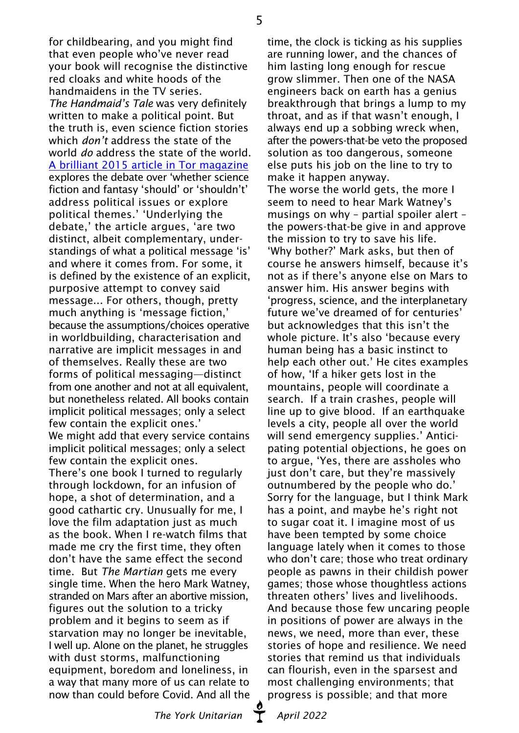for childbearing, and you might find that even people who've never read your book will recognise the distinctive red cloaks and white hoods of the handmaidens in the TV series. *The Handmaid's Tale* was very definitely written to make a political point. But the truth is, even science fiction stories which *don't* address the state of the world *do* address the state of the world. [A brilliant 2015 article in Tor magazine](#) explores the debate over 'whether science fiction and fantasy 'should' or 'shouldn't' address political issues or explore political themes.' 'Underlying the debate,' the article argues, 'are two distinct, albeit complementary, understandings of what a political message 'is' and where it comes from. For some, it is defined by the existence of an explicit, purposive attempt to convey said message... For others, though, pretty much anything is 'message fiction,' because the assumptions/choices operative in worldbuilding, characterisation and narrative are implicit messages in and of themselves. Really these are two forms of political messaging—distinct from one another and not at all equivalent, but nonetheless related. All books contain implicit political messages; only a select few contain the explicit ones.'

We might add that every service contains implicit political messages; only a select few contain the explicit ones.

There's one book I turned to regularly through lockdown, for an infusion of hope, a shot of determination, and a good cathartic cry. Unusually for me, I love the film adaptation just as much as the book. When I re-watch films that made me cry the first time, they often don't have the same effect the second time. But *The Martian* gets me every single time. When the hero Mark Watney, stranded on Mars after an abortive mission, figures out the solution to a tricky problem and it begins to seem as if starvation may no longer be inevitable, I well up. Alone on the planet, he struggles with dust storms, malfunctioning equipment, boredom and loneliness, in a way that many more of us can relate to now than could before Covid. And all the time, the clock is ticking as his supplies are running lower, and the chances of him lasting long enough for rescue grow slimmer. Then one of the NASA engineers back on earth has a genius breakthrough that brings a lump to my throat, and as if that wasn't enough, I always end up a sobbing wreck when, after the powers-that-be veto the proposed solution as too dangerous, someone else puts his job on the line to try to make it happen anyway.

The worse the world gets, the more I seem to need to hear Mark Watney's musings on why – partial spoiler alert – the powers-that-be give in and approve the mission to try to save his life. 'Why bother?' Mark asks, but then of course he answers himself, because it's not as if there's anyone else on Mars to answer him. His answer begins with 'progress, science, and the interplanetary future we've dreamed of for centuries' but acknowledges that this isn't the whole picture. It's also 'because every human being has a basic instinct to help each other out.' He cites examples of how, 'If a hiker gets lost in the mountains, people will coordinate a search. If a train crashes, people will line up to give blood. If an earthquake levels a city, people all over the world will send emergency supplies.' Anticipating potential objections, he goes on to argue, 'Yes, there are assholes who just don't care, but they're massively outnumbered by the people who do.' Sorry for the language, but I think Mark has a point, and maybe he's right not to sugar coat it. I imagine most of us have been tempted by some choice language lately when it comes to those who don't care; those who treat ordinary people as pawns in their childish power games; those whose thoughtless actions threaten others' lives and livelihoods. And because those few uncaring people in positions of power are always in the news, we need, more than ever, these stories of hope and resilience. We need stories that remind us that individuals can flourish, even in the sparsest and most challenging environments; that progress is possible; and that more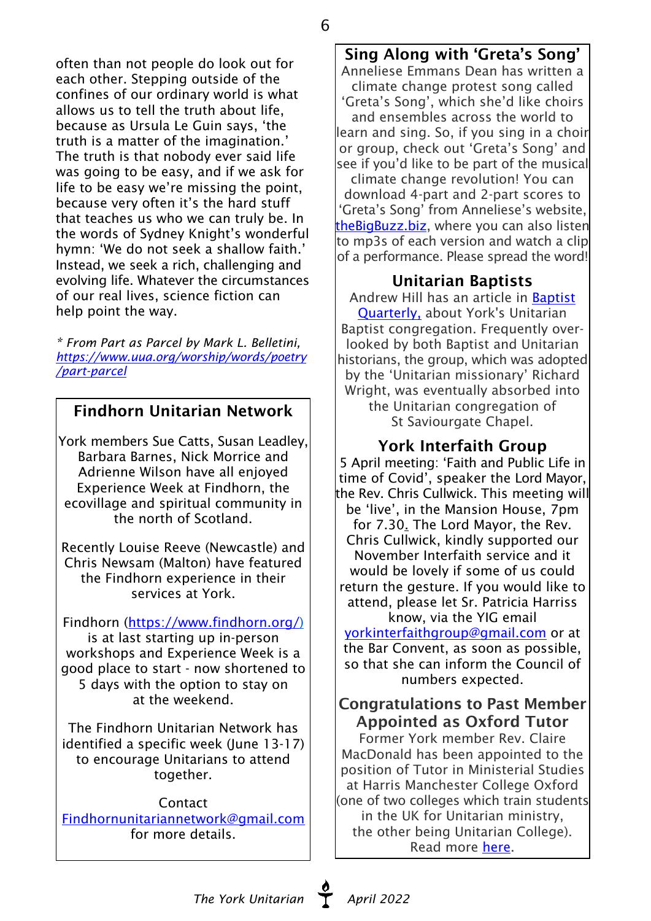often than not people do look out for each other. Stepping outside of the confines of our ordinary world is what allows us to tell the truth about life, because as Ursula Le Guin says, 'the truth is a matter of the imagination.' The truth is that nobody ever said life was going to be easy, and if we ask for life to be easy we're missing the point, because very often it's the hard stuff that teaches us who we can truly be. In the words of Sydney Knight's wonderful hymn: 'We do not seek a shallow faith.' Instead, we seek a rich, challenging and evolving life. Whatever the circumstances of our real lives, science fiction can help point the way.

*\* From Part as Parcel by Mark L. Belletini, https://www.uua.org/worship/words/poetry/part-parcel*

## Findhorn Unitarian Network

York members Sue Catts, Susan Leadley, Barbara Barnes, Nick Morrice and Adrienne Wilson have all enjoyed Experience Week at Findhorn, the ecovillage and spiritual community in the north of Scotland.

Recently Louise Reeve (Newcastle) and Chris Newsam (Malton) have featured the Findhorn experience in their services at York.

Findhorn (https://www.findhorn.org/) is at last starting up in-person workshops and Experience Week is a good place to start - now shortened to 5 days with the option to stay on at the weekend.

The Findhorn Unitarian Network has identified a specific week (June 13-17) to encourage Unitarians to attend together.

Contact Findhornunitariannetwork@gmail.com for more details.

## Sing Along with 'Greta's Song'

Anneliese Emmans Dean has written a climate change protest song called 'Greta's Song', which she'd like choirs and ensembles across the world to learn and sing. So, if you sing in a choir or group, check out 'Greta's Song' and see if you'd like to be part of the musical climate change revolution! You can download 4-part and 2-part scores to 'Greta's Song' from Anneliese's website, theBigBuzz.biz, where you can also listen to mp3s of each version and watch a clip of a performance. Please spread the word!

## Unitarian Baptists

Andrew Hill has an article in Baptist Quarterly, about York's Unitarian Baptist congregation. Frequently over-looked by both Baptist and Unitarian historians, the group, which was adopted by the 'Unitarian missionary' Richard Wright, was eventually absorbed into the Unitarian congregation of St Saviourgate Chapel.

## York Interfaith Group

5 April meeting: 'Faith and Public Life in time of Covid', speaker the Lord Mayor, the Rev. Chris Cullwick. This meeting will be 'live', in the Mansion House, 7pm for 7.30. The Lord Mayor, the Rev. Chris Cullwick, kindly supported our November Interfaith service and it would be lovely if some of us could return the gesture. If you would like to attend, please let Sr. Patricia Harriss know, via the YIG email yorkinterfaithgroup@gmail.com or at the Bar Convent, as soon as possible, so that she can inform the Council of numbers expected.

## Congratulations to Past Member Appointed as Oxford Tutor

Former York member Rev. Claire MacDonald has been appointed to the position of Tutor in Ministerial Studies at Harris Manchester College Oxford (one of two colleges which train students in the UK for Unitarian ministry, the other being Unitarian College). Read more here.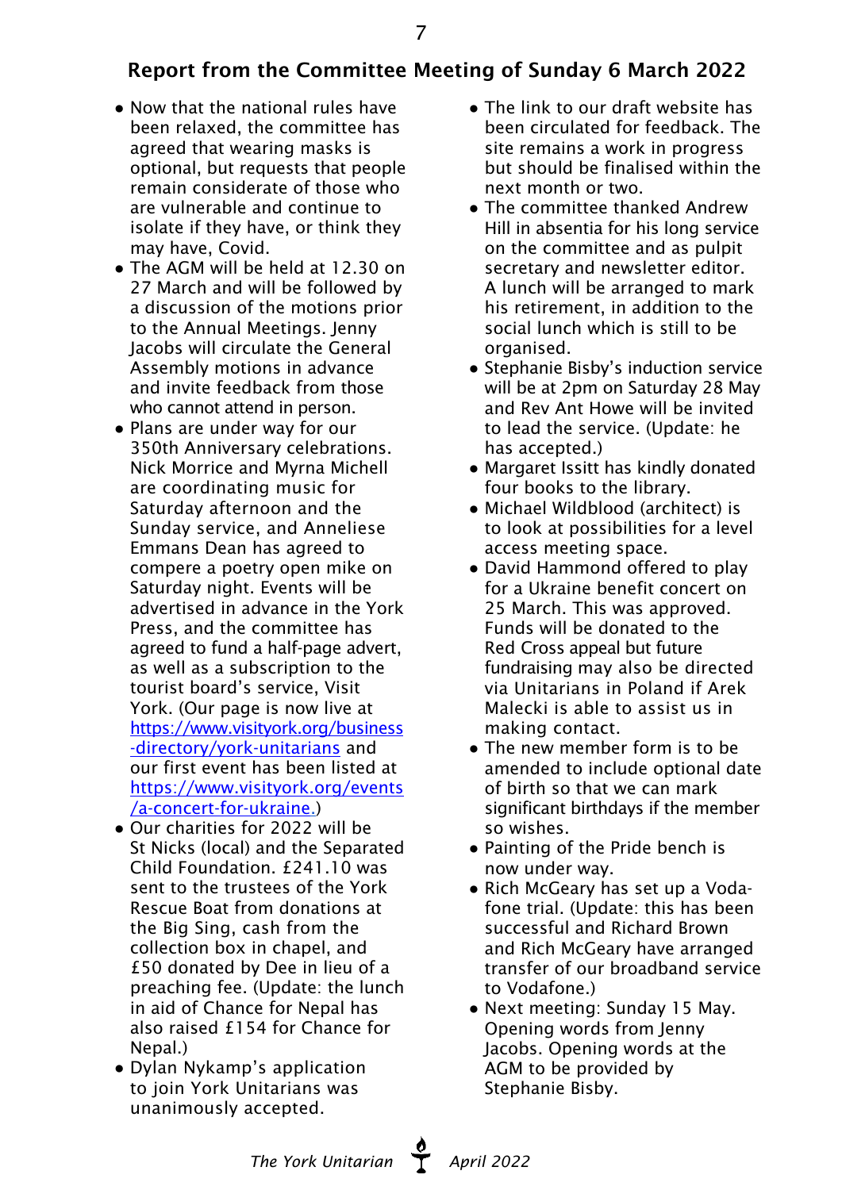## Report from the Committee Meeting of Sunday 6 March 2022

- Now that the national rules have been relaxed, the committee has agreed that wearing masks is optional, but requests that people remain considerate of those who are vulnerable and continue to isolate if they have, or think they may have, Covid.
- The AGM will be held at 12.30 on 27 March and will be followed by a discussion of the motions prior to the Annual Meetings. Jenny Jacobs will circulate the General Assembly motions in advance and invite feedback from those who cannot attend in person.
- Plans are under way for our 350th Anniversary celebrations. Nick Morrice and Myrna Michell are coordinating music for Saturday afternoon and the Sunday service, and Anneliese Emmans Dean has agreed to compere a poetry open mike on Saturday night. Events will be advertised in advance in the York Press, and the committee has agreed to fund a half-page advert, as well as a subscription to the tourist board's service, Visit York. (Our page is now live at https://www.visityork.org/business-directory/york-unitarians and our first event has been listed at https://www.visityork.org/events/a-concert-for-ukraine.)
- Our charities for 2022 will be St Nicks (local) and the Separated Child Foundation. £241.10 was sent to the trustees of the York Rescue Boat from donations at the Big Sing, cash from the collection box in chapel, and £50 donated by Dee in lieu of a preaching fee. (Update: the lunch in aid of Chance for Nepal has also raised £154 for Chance for Nepal.)
- Dylan Nykamp's application to join York Unitarians was unanimously accepted.
- The link to our draft website has been circulated for feedback. The site remains a work in progress but should be finalised within the next month or two.
- The committee thanked Andrew Hill in absentia for his long service on the committee and as pulpit secretary and newsletter editor. A lunch will be arranged to mark his retirement, in addition to the social lunch which is still to be organised.
- Stephanie Bisby's induction service will be at 2pm on Saturday 28 May and Rev Ant Howe will be invited to lead the service. (Update: he has accepted.)
- Margaret Issitt has kindly donated four books to the library.
- Michael Wildblood (architect) is to look at possibilities for a level access meeting space.
- David Hammond offered to play for a Ukraine benefit concert on 25 March. This was approved. Funds will be donated to the Red Cross appeal but future fundraising may also be directed via Unitarians in Poland if Arek Malecki is able to assist us in making contact.
- The new member form is to be amended to include optional date of birth so that we can mark significant birthdays if the member so wishes.
- Painting of the Pride bench is now under way.
- Rich McGeary has set up a Vodafone trial. (Update: this has been successful and Richard Brown and Rich McGeary have arranged transfer of our broadband service to Vodafone.)
- Next meeting: Sunday 15 May. Opening words from Jenny Jacobs. Opening words at the AGM to be provided by Stephanie Bisby.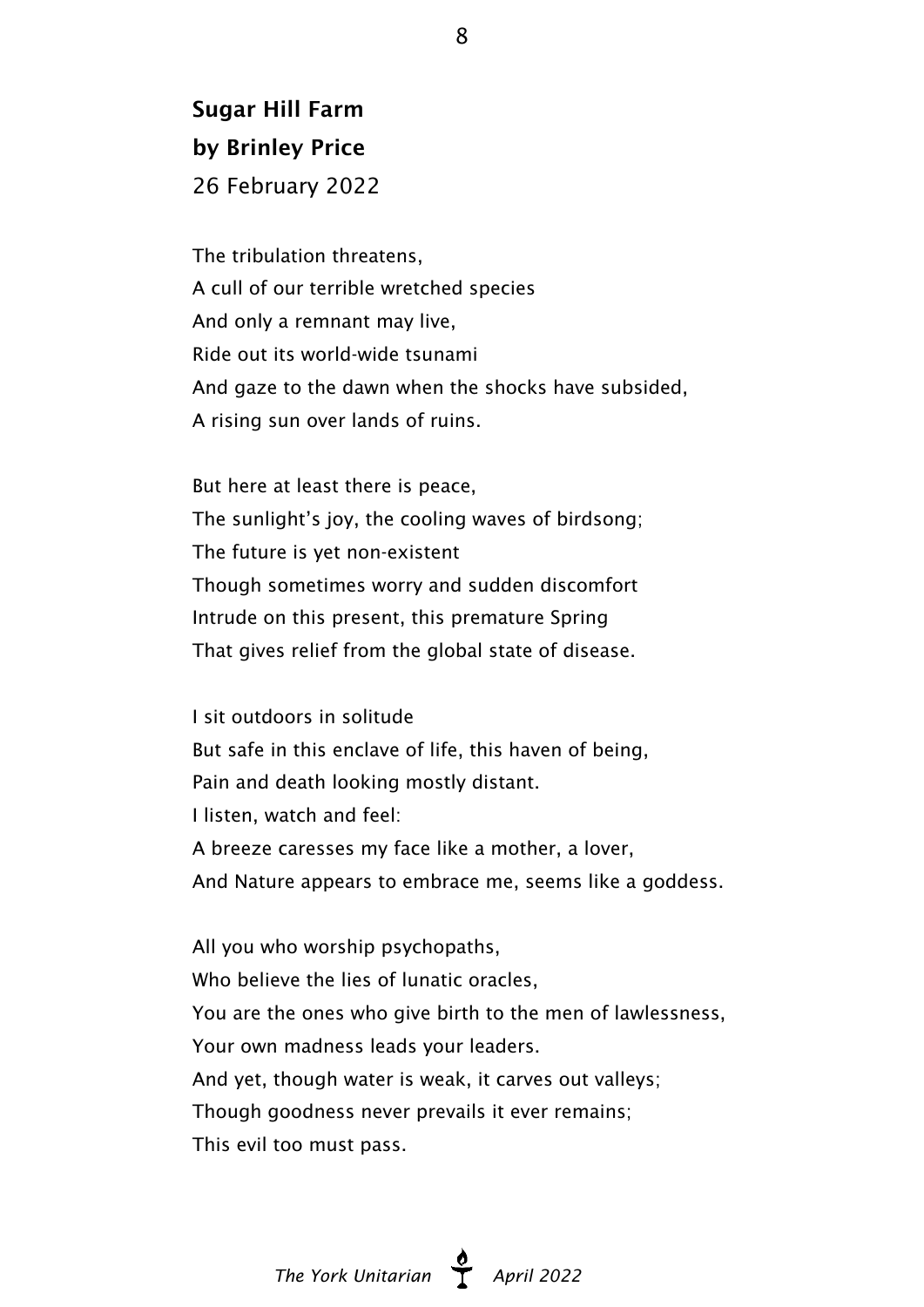**Sugar Hill Farm**

**by Brinley Price**

26 February 2022

The tribulation threatens,  
A cull of our terrible wretched species  
And only a remnant may live,  
Ride out its world-wide tsunami  
And gaze to the dawn when the shocks have subsided,  
A rising sun over lands of ruins.

But here at least there is peace,  
The sunlight's joy, the cooling waves of birdsong;  
The future is yet non-existent  
Though sometimes worry and sudden discomfort  
Intrude on this present, this premature Spring  
That gives relief from the global state of disease.

I sit outdoors in solitude  
But safe in this enclave of life, this haven of being,  
Pain and death looking mostly distant.  
I listen, watch and feel:  
A breeze caresses my face like a mother, a lover,  
And Nature appears to embrace me, seems like a goddess.

All you who worship psychopaths,  
Who believe the lies of lunatic oracles,  
You are the ones who give birth to the men of lawlessness,  
Your own madness leads your leaders.  
And yet, though water is weak, it carves out valleys;  
Though goodness never prevails it ever remains;  
This evil too must pass.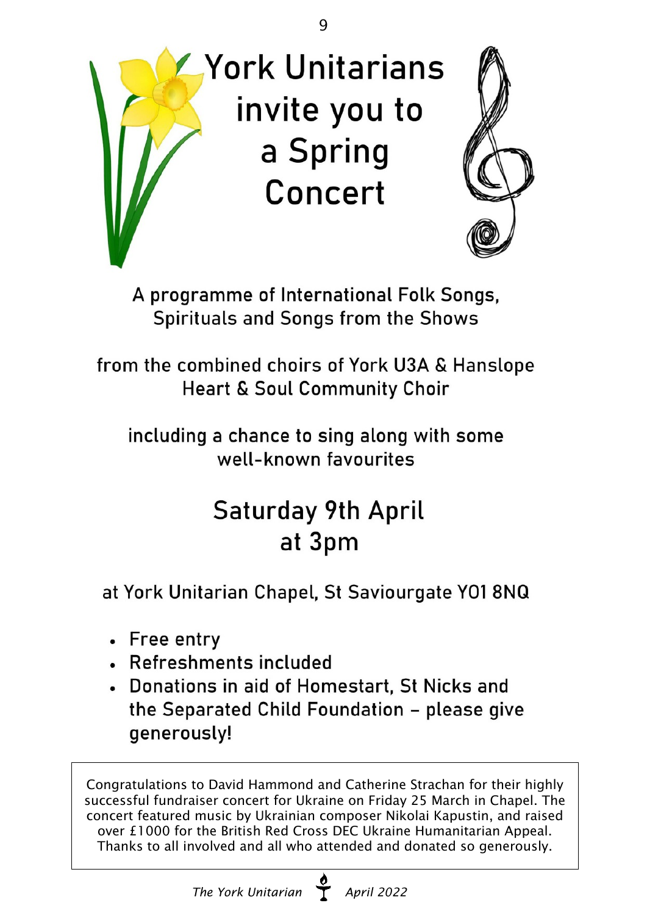# York Unitarians invite you to a Spring Concert

A programme of International Folk Songs, Spirituals and Songs from the Shows

from the combined choirs of York U3A & Hanslope Heart & Soul Community Choir

including a chance to sing along with some well-known favourites

## Saturday 9th April at 3pm

at York Unitarian Chapel, St Saviourgate YO1 8NQ

- Free entry
- Refreshments included
- Donations in aid of Homestart, St Nicks and the Separated Child Foundation – please give generously!

Congratulations to David Hammond and Catherine Strachan for their highly successful fundraiser concert for Ukraine on Friday 25 March in Chapel. The concert featured music by Ukrainian composer Nikolai Kapustin, and raised over £1000 for the British Red Cross DEC Ukraine Humanitarian Appeal. Thanks to all involved and all who attended and donated so generously.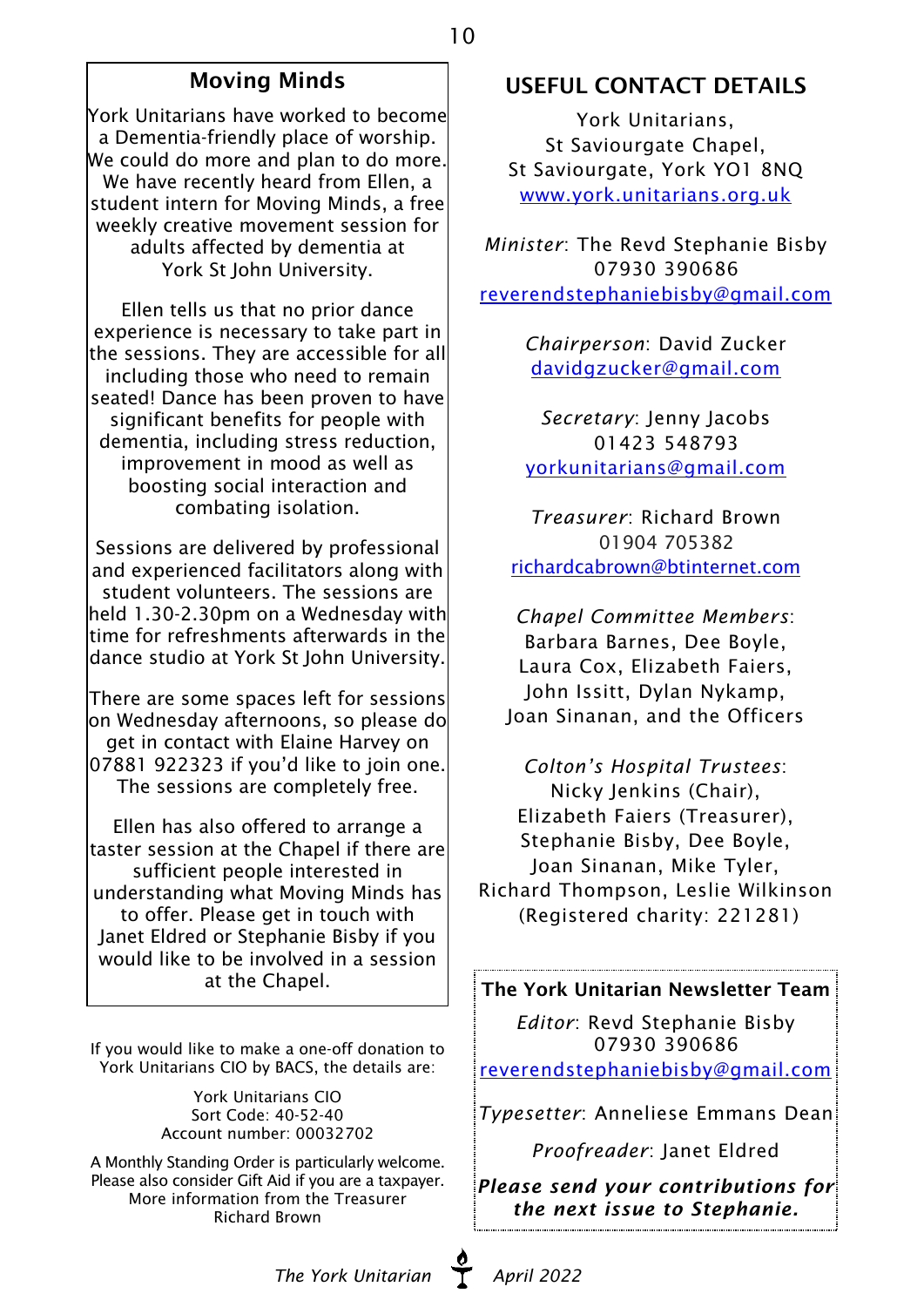## Moving Minds

York Unitarians have worked to become a Dementia-friendly place of worship. We could do more and plan to do more. We have recently heard from Ellen, a student intern for Moving Minds, a free weekly creative movement session for adults affected by dementia at York St John University.

Ellen tells us that no prior dance experience is necessary to take part in the sessions. They are accessible for all including those who need to remain seated! Dance has been proven to have significant benefits for people with dementia, including stress reduction, improvement in mood as well as boosting social interaction and combating isolation.

Sessions are delivered by professional and experienced facilitators along with student volunteers. The sessions are held 1.30-2.30pm on a Wednesday with time for refreshments afterwards in the dance studio at York St John University.

There are some spaces left for sessions on Wednesday afternoons, so please do get in contact with Elaine Harvey on 07881 922323 if you'd like to join one. The sessions are completely free.

Ellen has also offered to arrange a taster session at the Chapel if there are sufficient people interested in understanding what Moving Minds has to offer. Please get in touch with Janet Eldred or Stephanie Bisby if you would like to be involved in a session at the Chapel.

If you would like to make a one-off donation to York Unitarians CIO by BACS, the details are:

York Unitarians CIO
Sort Code: 40-52-40
Account number: 00032702

A Monthly Standing Order is particularly welcome. Please also consider Gift Aid if you are a taxpayer. More information from the Treasurer Richard Brown

## USEFUL CONTACT DETAILS

York Unitarians,
St Saviourgate Chapel,
St Saviourgate, York YO1 8NQ
www.york.unitarians.org.uk

*Minister*: The Revd Stephanie Bisby
07930 390686
reverendstephaniebisby@gmail.com

*Chairperson*: David Zucker
davidgzucker@gmail.com

*Secretary*: Jenny Jacobs
01423 548793
yorkunitarians@gmail.com

*Treasurer*: Richard Brown
01904 705382
richardcabrown@btinternet.com

*Chapel Committee Members*:
Barbara Barnes, Dee Boyle, Laura Cox, Elizabeth Faiers, John Issitt, Dylan Nykamp, Joan Sinanan, and the Officers

*Colton's Hospital Trustees*:
Nicky Jenkins (Chair), Elizabeth Faiers (Treasurer), Stephanie Bisby, Dee Boyle, Joan Sinanan, Mike Tyler, Richard Thompson, Leslie Wilkinson
(Registered charity: 221281)

**The York Unitarian Newsletter Team**

*Editor*: Revd Stephanie Bisby
07930 390686
reverendstephaniebisby@gmail.com

*Typesetter*: Anneliese Emmans Dean

*Proofreader*: Janet Eldred

***Please send your contributions for the next issue to Stephanie.***